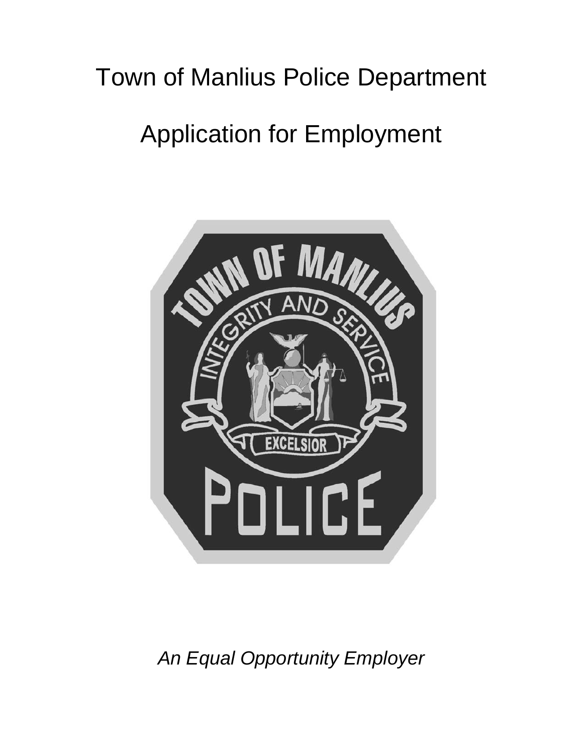# Town of Manlius Police Department

# Application for Employment

*An Equal Opportunity Employer*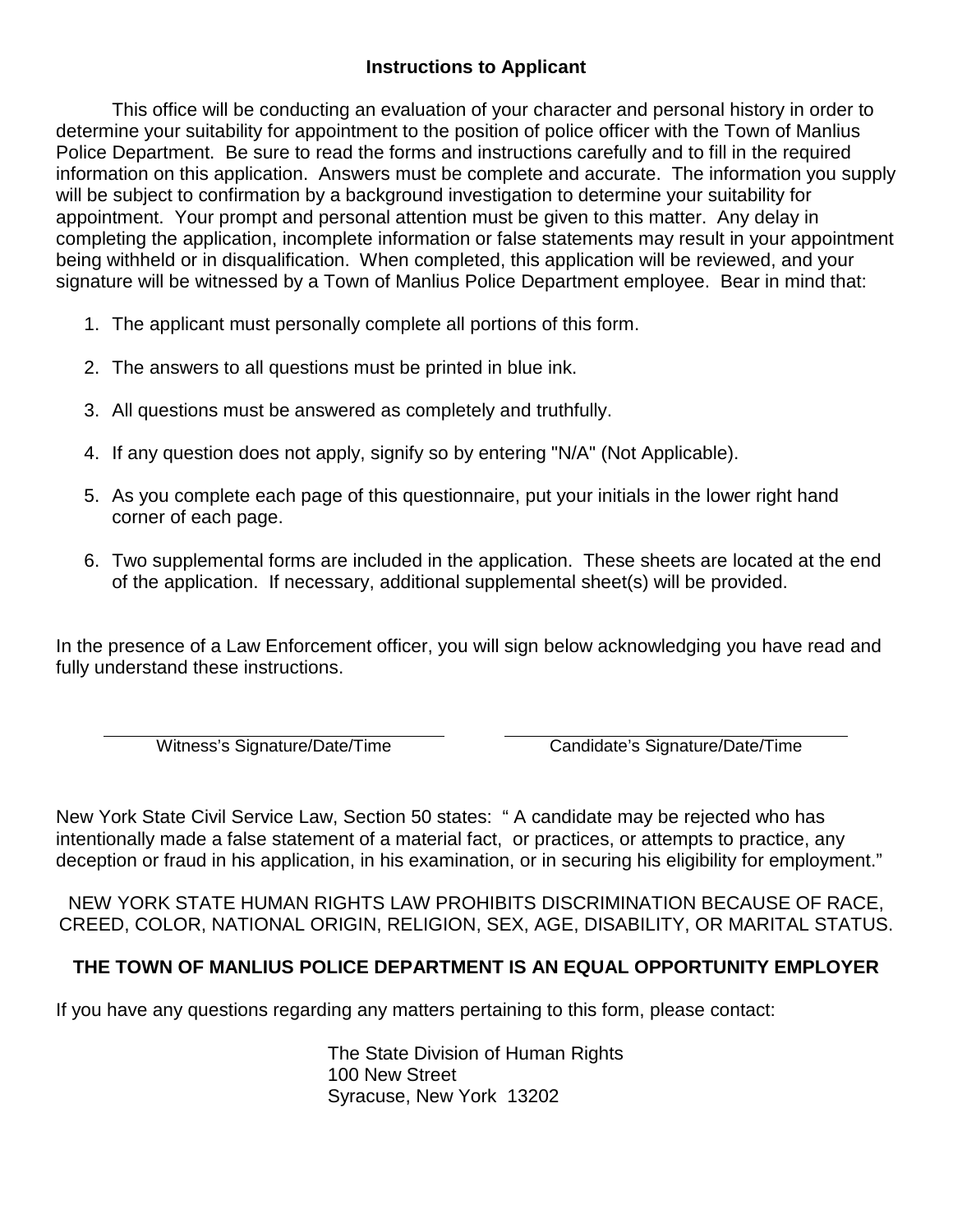## Instructions to Applicant

This office will be conducting an evaluation of your character and personal history in order to determine your suitability for appointment to the position of police officer with the Town of Manlius Police Department. Be sure to read the forms and instructions carefully and to fill in the required information on this application. Answers must be complete and accurate. The information you supply will be subject to confirmation by a background investigation to determine your suitability for appointment. Your prompt and personal attention must be given to this matter. Any delay in completing the application, incomplete information or false statements may result in your appointment being withheld or in disqualification. When completed, this application will be reviewed, and your signature will be witnessed by a Town of Manlius Police Department employee. Bear in mind that:

1. The applicant must personally complete all portions of this form.
2. The answers to all questions must be printed in blue ink.
3. All questions must be answered as completely and truthfully.
4. If any question does not apply, signify so by entering "N/A" (Not Applicable).
5. As you complete each page of this questionnaire, put your initials in the lower right hand corner of each page.
6. Two supplemental forms are included in the application. These sheets are located at the end of the application. If necessary, additional supplemental sheet(s) will be provided.

In the presence of a Law Enforcement officer, you will sign below acknowledging you have read and fully understand these instructions.

| ______________________________ | ______________________________ |
|---|---|
| Witness's Signature/Date/Time | Candidate's Signature/Date/Time |

New York State Civil Service Law, Section 50 states: " A candidate may be rejected who has intentionally made a false statement of a material fact, or practices, or attempts to practice, any deception or fraud in his application, in his examination, or in securing his eligibility for employment."

NEW YORK STATE HUMAN RIGHTS LAW PROHIBITS DISCRIMINATION BECAUSE OF RACE, CREED, COLOR, NATIONAL ORIGIN, RELIGION, SEX, AGE, DISABILITY, OR MARITAL STATUS.

**THE TOWN OF MANLIUS POLICE DEPARTMENT IS AN EQUAL OPPORTUNITY EMPLOYER**

If you have any questions regarding any matters pertaining to this form, please contact:

The State Division of Human Rights
100 New Street
Syracuse, New York 13202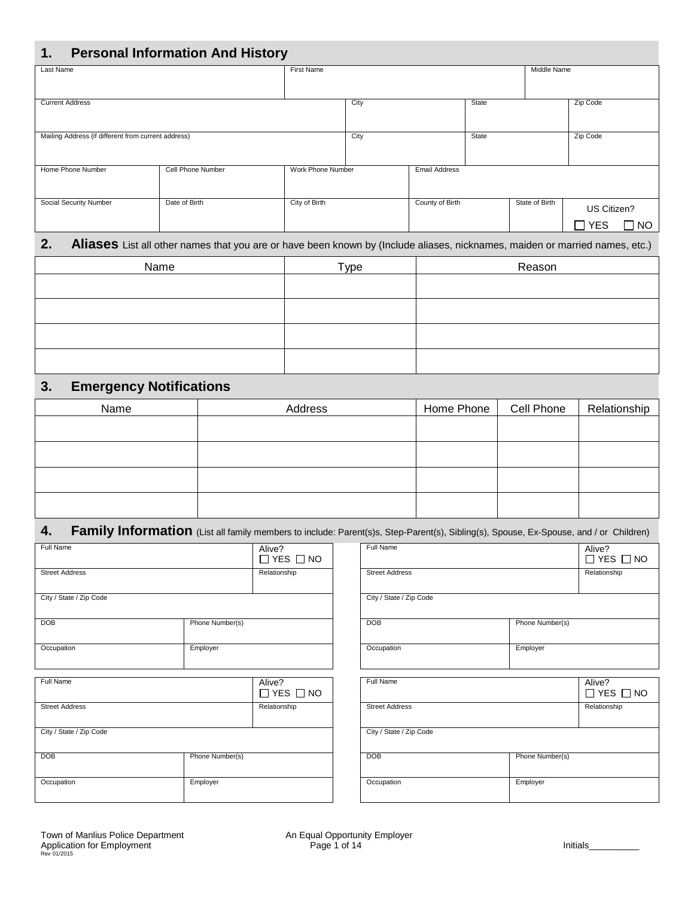## 1. Personal Information And History

| Last Name | | First Name | | | Middle Name | |
|---|---|---|---|---|---|---|
| | | | | | | |

| Current Address | City | State | Zip Code |
|---|---|---|---|
| | | | |

| Mailing Address (if different from current address) | City | State | Zip Code |
|---|---|---|---|
| | | | |

| Home Phone Number | Cell Phone Number | Work Phone Number | Email Address |
|---|---|---|---|
| | | | |

| Social Security Number | Date of Birth | City of Birth | County of Birth | State of Birth | US Citizen? ☐ YES ☐ NO |
|---|---|---|---|---|---|
| | | | | | |

## 2. Aliases List all other names that you are or have been known by (Include aliases, nicknames, maiden or married names, etc.)

| Name | Type | Reason |
|---|---|---|
| | | |
| | | |
| | | |
| | | |

## 3. Emergency Notifications

| Name | Address | Home Phone | Cell Phone | Relationship |
|---|---|---|---|---|
| | | | | |
| | | | | |
| | | | | |
| | | | | |

## 4. Family Information (List all family members to include: Parent(s)s, Step-Parent(s), Sibling(s), Spouse, Ex-Spouse, and / or Children)

| Full Name | | Alive? ☐ YES ☐ NO |
|---|---|---|
| Street Address | | Relationship |
| City / State / Zip Code | | |
| DOB | Phone Number(s) | |
| Occupation | Employer | |

| Full Name | | Alive? ☐ YES ☐ NO |
|---|---|---|
| Street Address | | Relationship |
| City / State / Zip Code | | |
| DOB | Phone Number(s) | |
| Occupation | Employer | |

| Full Name | | Alive? ☐ YES ☐ NO |
|---|---|---|
| Street Address | | Relationship |
| City / State / Zip Code | | |
| DOB | Phone Number(s) | |
| Occupation | Employer | |

| Full Name | | Alive? ☐ YES ☐ NO |
|---|---|---|
| Street Address | | Relationship |
| City / State / Zip Code | | |
| DOB | Phone Number(s) | |
| Occupation | Employer | |

Town of Manlius Police Department
Application for Employment
Rev 01/2015

An Equal Opportunity Employer

Initials__________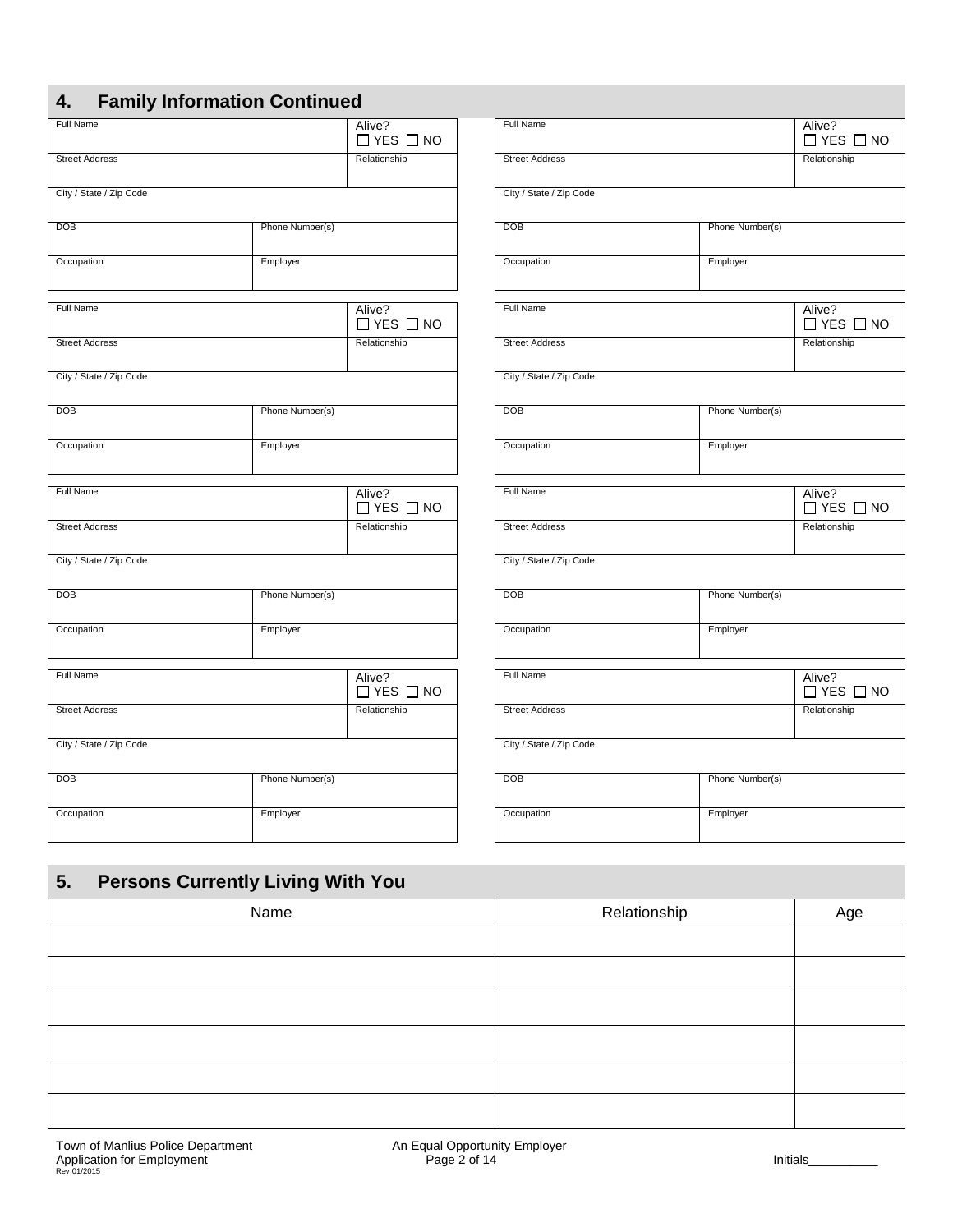## 4. Family Information Continued

| Full Name | | Alive? ☐ YES ☐ NO |
|---|---|---|
| Street Address | | Relationship |
| City / State / Zip Code | | |
| DOB | Phone Number(s) | |
| Occupation | Employer | |

| Full Name | | Alive? ☐ YES ☐ NO |
|---|---|---|
| Street Address | | Relationship |
| City / State / Zip Code | | |
| DOB | Phone Number(s) | |
| Occupation | Employer | |

| Full Name | | Alive? ☐ YES ☐ NO |
|---|---|---|
| Street Address | | Relationship |
| City / State / Zip Code | | |
| DOB | Phone Number(s) | |
| Occupation | Employer | |

| Full Name | | Alive? ☐ YES ☐ NO |
|---|---|---|
| Street Address | | Relationship |
| City / State / Zip Code | | |
| DOB | Phone Number(s) | |
| Occupation | Employer | |

| Full Name | | Alive? ☐ YES ☐ NO |
|---|---|---|
| Street Address | | Relationship |
| City / State / Zip Code | | |
| DOB | Phone Number(s) | |
| Occupation | Employer | |

| Full Name | | Alive? ☐ YES ☐ NO |
|---|---|---|
| Street Address | | Relationship |
| City / State / Zip Code | | |
| DOB | Phone Number(s) | |
| Occupation | Employer | |

| Full Name | | Alive? ☐ YES ☐ NO |
|---|---|---|
| Street Address | | Relationship |
| City / State / Zip Code | | |
| DOB | Phone Number(s) | |
| Occupation | Employer | |

| Full Name | | Alive? ☐ YES ☐ NO |
|---|---|---|
| Street Address | | Relationship |
| City / State / Zip Code | | |
| DOB | Phone Number(s) | |
| Occupation | Employer | |

## 5. Persons Currently Living With You

| Name | Relationship | Age |
|---|---|---|
| | | |
| | | |
| | | |
| | | |
| | | |
| | | |

Town of Manlius Police Department
Application for Employment
Rev 01/2015

An Equal Opportunity Employer

Initials__________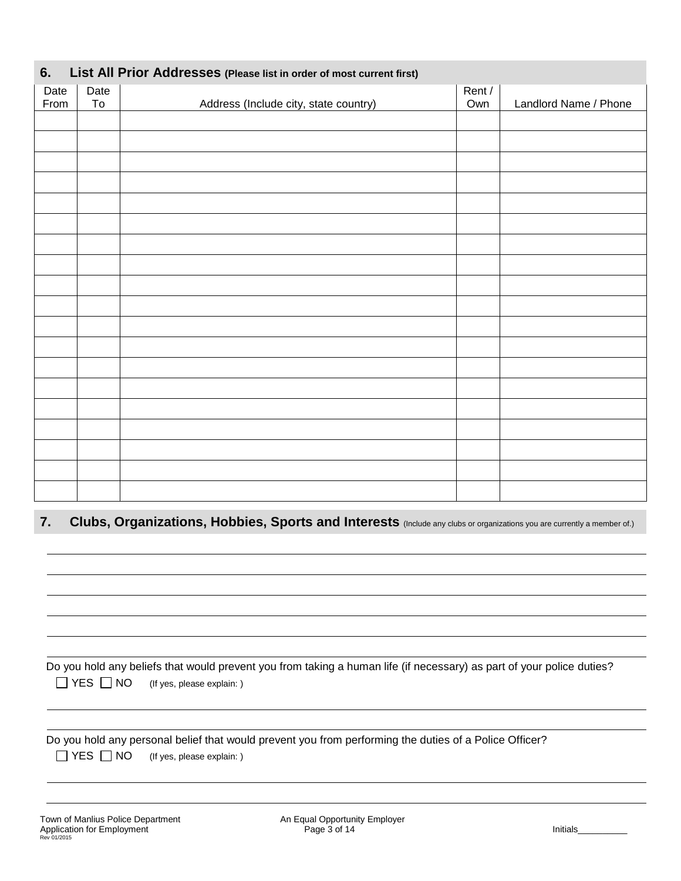## 6. List All Prior Addresses (Please list in order of most current first)

| Date From | Date To | Address (Include city, state country) | Rent / Own | Landlord Name / Phone |
|---|---|---|---|---|
| | | | | |
| | | | | |
| | | | | |
| | | | | |
| | | | | |
| | | | | |
| | | | | |
| | | | | |
| | | | | |
| | | | | |
| | | | | |
| | | | | |
| | | | | |
| | | | | |
| | | | | |
| | | | | |
| | | | | |
| | | | | |
| | | | | |

## 7. Clubs, Organizations, Hobbies, Sports and Interests (Include any clubs or organizations you are currently a member of.)

______________________________________________________________________

______________________________________________________________________

______________________________________________________________________

______________________________________________________________________

______________________________________________________________________

______________________________________________________________________

Do you hold any beliefs that would prevent you from taking a human life (if necessary) as part of your police duties?

☐ YES ☐ NO (If yes, please explain: )

______________________________________________________________________

______________________________________________________________________

Do you hold any personal belief that would prevent you from performing the duties of a Police Officer?

☐ YES ☐ NO (If yes, please explain: )

______________________________________________________________________

______________________________________________________________________

Town of Manlius Police Department
Application for Employment
Rev 01/2015

An Equal Opportunity Employer

Initials__________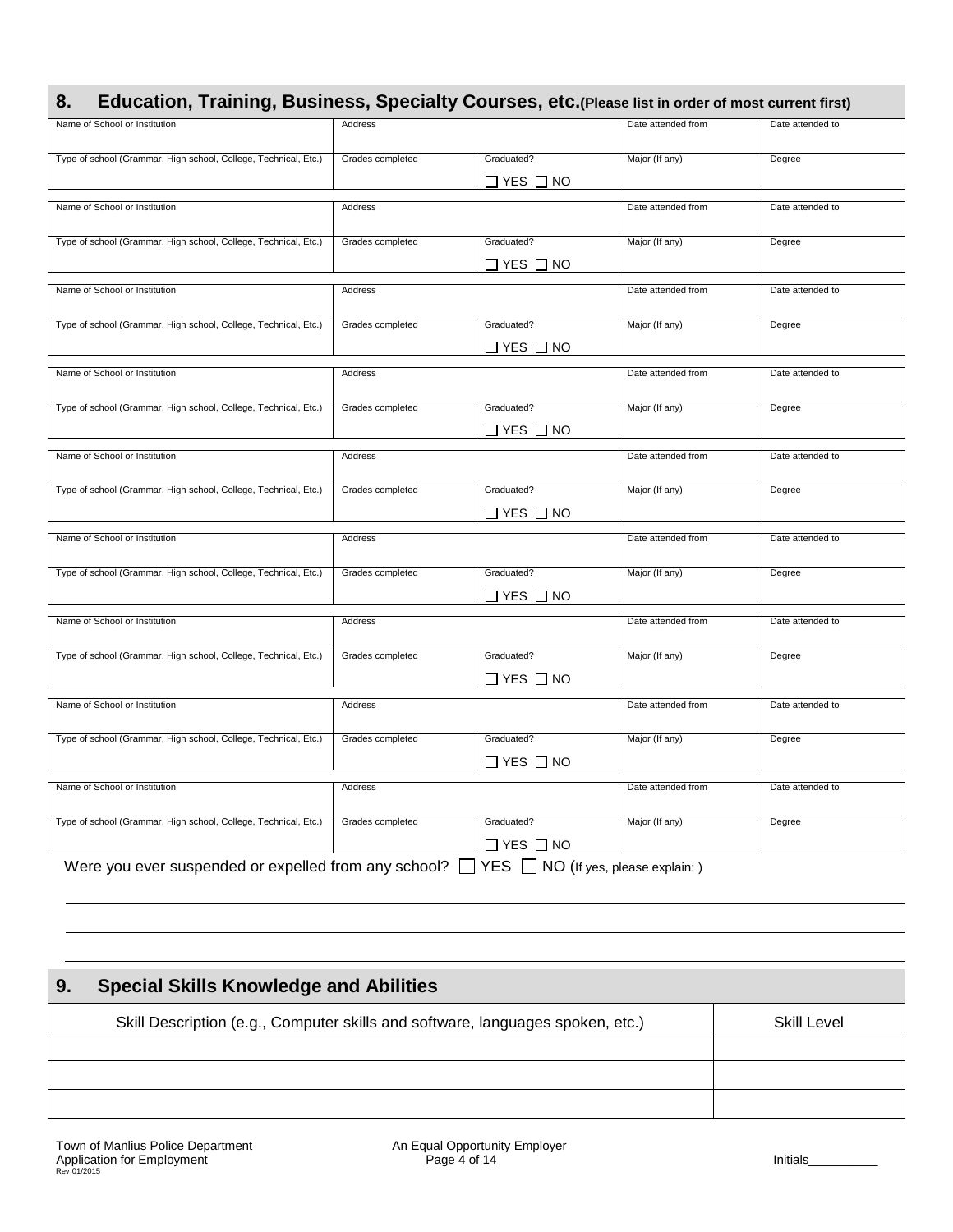## 8. Education, Training, Business, Specialty Courses, etc. (Please list in order of most current first)

| Name of School or Institution | Address | | Date attended from | Date attended to |
|---|---|---|---|---|
| Type of school (Grammar, High school, College, Technical, Etc.) | Grades completed | Graduated? ☐ YES ☐ NO | Major (If any) | Degree |

| Name of School or Institution | Address | | Date attended from | Date attended to |
|---|---|---|---|---|
| Type of school (Grammar, High school, College, Technical, Etc.) | Grades completed | Graduated? ☐ YES ☐ NO | Major (If any) | Degree |

| Name of School or Institution | Address | | Date attended from | Date attended to |
|---|---|---|---|---|
| Type of school (Grammar, High school, College, Technical, Etc.) | Grades completed | Graduated? ☐ YES ☐ NO | Major (If any) | Degree |

| Name of School or Institution | Address | | Date attended from | Date attended to |
|---|---|---|---|---|
| Type of school (Grammar, High school, College, Technical, Etc.) | Grades completed | Graduated? ☐ YES ☐ NO | Major (If any) | Degree |

| Name of School or Institution | Address | | Date attended from | Date attended to |
|---|---|---|---|---|
| Type of school (Grammar, High school, College, Technical, Etc.) | Grades completed | Graduated? ☐ YES ☐ NO | Major (If any) | Degree |

| Name of School or Institution | Address | | Date attended from | Date attended to |
|---|---|---|---|---|
| Type of school (Grammar, High school, College, Technical, Etc.) | Grades completed | Graduated? ☐ YES ☐ NO | Major (If any) | Degree |

| Name of School or Institution | Address | | Date attended from | Date attended to |
|---|---|---|---|---|
| Type of school (Grammar, High school, College, Technical, Etc.) | Grades completed | Graduated? ☐ YES ☐ NO | Major (If any) | Degree |

| Name of School or Institution | Address | | Date attended from | Date attended to |
|---|---|---|---|---|
| Type of school (Grammar, High school, College, Technical, Etc.) | Grades completed | Graduated? ☐ YES ☐ NO | Major (If any) | Degree |

| Name of School or Institution | Address | | Date attended from | Date attended to |
|---|---|---|---|---|
| Type of school (Grammar, High school, College, Technical, Etc.) | Grades completed | Graduated? ☐ YES ☐ NO | Major (If any) | Degree |

Were you ever suspended or expelled from any school? ☐ YES ☐ NO (If yes, please explain: )

______________________________________________________________________________

______________________________________________________________________________

______________________________________________________________________________

## 9. Special Skills Knowledge and Abilities

| Skill Description (e.g., Computer skills and software, languages spoken, etc.) | Skill Level |
|---|---|
| | |
| | |
| | |

Initials__________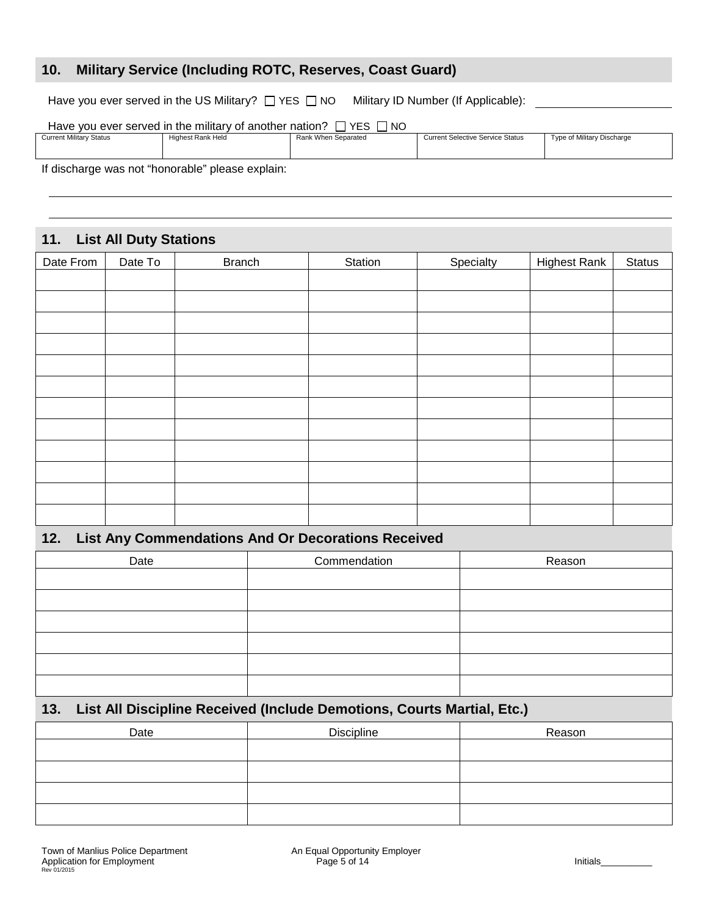## 10. Military Service (Including ROTC, Reserves, Coast Guard)

Have you ever served in the US Military? ☐ YES ☐ NO Military ID Number (If Applicable): ____________________

Have you ever served in the military of another nation? ☐ YES ☐ NO

| Current Military Status | Highest Rank Held | Rank When Separated | Current Selective Service Status | Type of Military Discharge |
|---|---|---|---|---|
| | | | | |

If discharge was not "honorable" please explain:

______________________________________________________________________________

______________________________________________________________________________

## 11. List All Duty Stations

| Date From | Date To | Branch | Station | Specialty | Highest Rank | Status |
|---|---|---|---|---|---|---|
| | | | | | | |
| | | | | | | |
| | | | | | | |
| | | | | | | |
| | | | | | | |
| | | | | | | |
| | | | | | | |
| | | | | | | |
| | | | | | | |
| | | | | | | |
| | | | | | | |
| | | | | | | |

## 12. List Any Commendations And Or Decorations Received

| Date | Commendation | Reason |
|---|---|---|
| | | |
| | | |
| | | |
| | | |
| | | |
| | | |

## 13. List All Discipline Received (Include Demotions, Courts Martial, Etc.)

| Date | Discipline | Reason |
|---|---|---|
| | | |
| | | |
| | | |
| | | |

Town of Manlius Police Department
Application for Employment
Rev 01/2015

An Equal Opportunity Employer

Initials__________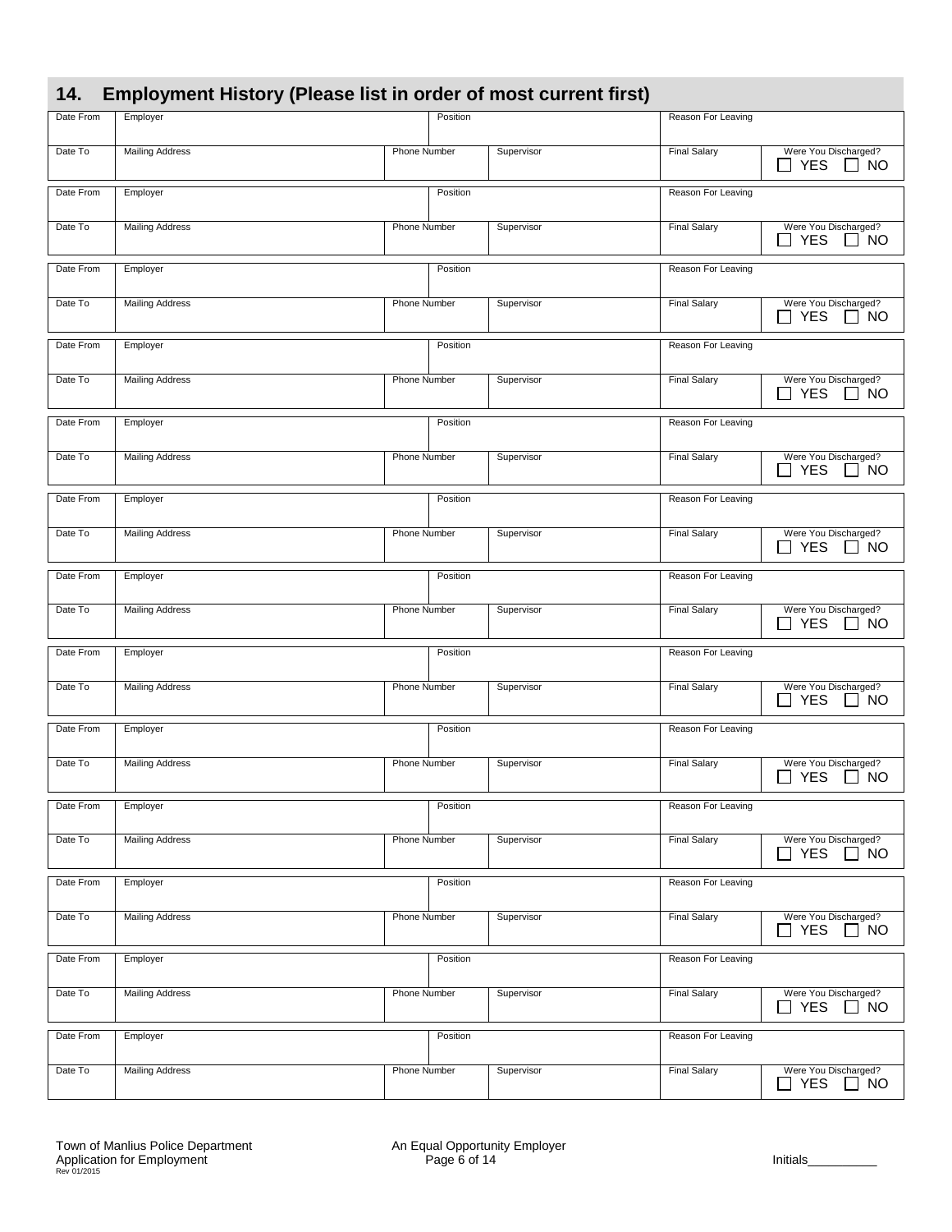## 14. Employment History (Please list in order of most current first)

| Date From | Employer | | Position | | Reason For Leaving | |
|---|---|---|---|---|---|---|
| Date To | Mailing Address | Phone Number | | Supervisor | Final Salary | Were You Discharged? ☐ YES ☐ NO |

| Date From | Employer | | Position | | Reason For Leaving | |
|---|---|---|---|---|---|---|
| Date To | Mailing Address | Phone Number | | Supervisor | Final Salary | Were You Discharged? ☐ YES ☐ NO |

| Date From | Employer | | Position | | Reason For Leaving | |
|---|---|---|---|---|---|---|
| Date To | Mailing Address | Phone Number | | Supervisor | Final Salary | Were You Discharged? ☐ YES ☐ NO |

| Date From | Employer | | Position | | Reason For Leaving | |
|---|---|---|---|---|---|---|
| Date To | Mailing Address | Phone Number | | Supervisor | Final Salary | Were You Discharged? ☐ YES ☐ NO |

| Date From | Employer | | Position | | Reason For Leaving | |
|---|---|---|---|---|---|---|
| Date To | Mailing Address | Phone Number | | Supervisor | Final Salary | Were You Discharged? ☐ YES ☐ NO |

| Date From | Employer | | Position | | Reason For Leaving | |
|---|---|---|---|---|---|---|
| Date To | Mailing Address | Phone Number | | Supervisor | Final Salary | Were You Discharged? ☐ YES ☐ NO |

| Date From | Employer | | Position | | Reason For Leaving | |
|---|---|---|---|---|---|---|
| Date To | Mailing Address | Phone Number | | Supervisor | Final Salary | Were You Discharged? ☐ YES ☐ NO |

| Date From | Employer | | Position | | Reason For Leaving | |
|---|---|---|---|---|---|---|
| Date To | Mailing Address | Phone Number | | Supervisor | Final Salary | Were You Discharged? ☐ YES ☐ NO |

| Date From | Employer | | Position | | Reason For Leaving | |
|---|---|---|---|---|---|---|
| Date To | Mailing Address | Phone Number | | Supervisor | Final Salary | Were You Discharged? ☐ YES ☐ NO |

| Date From | Employer | | Position | | Reason For Leaving | |
|---|---|---|---|---|---|---|
| Date To | Mailing Address | Phone Number | | Supervisor | Final Salary | Were You Discharged? ☐ YES ☐ NO |

| Date From | Employer | | Position | | Reason For Leaving | |
|---|---|---|---|---|---|---|
| Date To | Mailing Address | Phone Number | | Supervisor | Final Salary | Were You Discharged? ☐ YES ☐ NO |

| Date From | Employer | | Position | | Reason For Leaving | |
|---|---|---|---|---|---|---|
| Date To | Mailing Address | Phone Number | | Supervisor | Final Salary | Were You Discharged? ☐ YES ☐ NO |

| Date From | Employer | | Position | | Reason For Leaving | |
|---|---|---|---|---|---|---|
| Date To | Mailing Address | Phone Number | | Supervisor | Final Salary | Were You Discharged? ☐ YES ☐ NO |

Town of Manlius Police Department
Application for Employment
Rev 01/2015

An Equal Opportunity Employer

Initials__________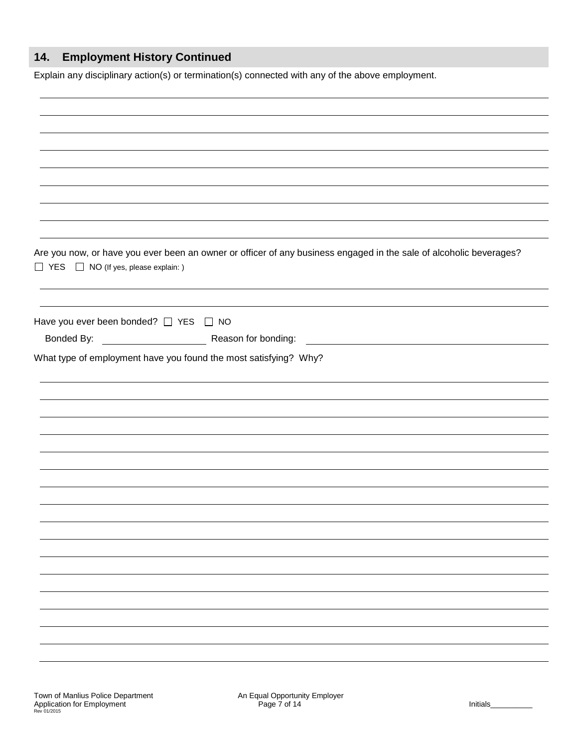## 14. Employment History Continued

Explain any disciplinary action(s) or termination(s) connected with any of the above employment.

\_\_\_\_\_\_\_\_\_\_\_\_\_\_\_\_\_\_\_\_\_\_\_\_\_\_\_\_\_\_\_\_\_\_\_\_\_\_\_\_\_\_\_\_\_\_\_\_\_\_\_\_\_\_\_\_\_\_\_\_\_\_\_\_\_\_\_\_\_\_\_\_\_\_\_\_\_\_

\_\_\_\_\_\_\_\_\_\_\_\_\_\_\_\_\_\_\_\_\_\_\_\_\_\_\_\_\_\_\_\_\_\_\_\_\_\_\_\_\_\_\_\_\_\_\_\_\_\_\_\_\_\_\_\_\_\_\_\_\_\_\_\_\_\_\_\_\_\_\_\_\_\_\_\_\_\_

\_\_\_\_\_\_\_\_\_\_\_\_\_\_\_\_\_\_\_\_\_\_\_\_\_\_\_\_\_\_\_\_\_\_\_\_\_\_\_\_\_\_\_\_\_\_\_\_\_\_\_\_\_\_\_\_\_\_\_\_\_\_\_\_\_\_\_\_\_\_\_\_\_\_\_\_\_\_

\_\_\_\_\_\_\_\_\_\_\_\_\_\_\_\_\_\_\_\_\_\_\_\_\_\_\_\_\_\_\_\_\_\_\_\_\_\_\_\_\_\_\_\_\_\_\_\_\_\_\_\_\_\_\_\_\_\_\_\_\_\_\_\_\_\_\_\_\_\_\_\_\_\_\_\_\_\_

Are you now, or have you ever been an owner or officer of any business engaged in the sale of alcoholic beverages?

☐ YES ☐ NO (If yes, please explain: )

\_\_\_\_\_\_\_\_\_\_\_\_\_\_\_\_\_\_\_\_\_\_\_\_\_\_\_\_\_\_\_\_\_\_\_\_\_\_\_\_\_\_\_\_\_\_\_\_\_\_\_\_\_\_\_\_\_\_\_\_\_\_\_\_\_\_\_\_\_\_\_\_\_\_\_\_\_\_

\_\_\_\_\_\_\_\_\_\_\_\_\_\_\_\_\_\_\_\_\_\_\_\_\_\_\_\_\_\_\_\_\_\_\_\_\_\_\_\_\_\_\_\_\_\_\_\_\_\_\_\_\_\_\_\_\_\_\_\_\_\_\_\_\_\_\_\_\_\_\_\_\_\_\_\_\_\_

Have you ever been bonded? ☐ YES ☐ NO

Bonded By: \_\_\_\_\_\_\_\_\_\_\_\_\_\_\_\_\_\_\_\_ Reason for bonding: \_\_\_\_\_\_\_\_\_\_\_\_\_\_\_\_\_\_\_\_\_\_\_\_\_\_\_\_\_\_\_\_

What type of employment have you found the most satisfying? Why?

\_\_\_\_\_\_\_\_\_\_\_\_\_\_\_\_\_\_\_\_\_\_\_\_\_\_\_\_\_\_\_\_\_\_\_\_\_\_\_\_\_\_\_\_\_\_\_\_\_\_\_\_\_\_\_\_\_\_\_\_\_\_\_\_\_\_\_\_\_\_\_\_\_\_\_\_\_\_

\_\_\_\_\_\_\_\_\_\_\_\_\_\_\_\_\_\_\_\_\_\_\_\_\_\_\_\_\_\_\_\_\_\_\_\_\_\_\_\_\_\_\_\_\_\_\_\_\_\_\_\_\_\_\_\_\_\_\_\_\_\_\_\_\_\_\_\_\_\_\_\_\_\_\_\_\_\_

\_\_\_\_\_\_\_\_\_\_\_\_\_\_\_\_\_\_\_\_\_\_\_\_\_\_\_\_\_\_\_\_\_\_\_\_\_\_\_\_\_\_\_\_\_\_\_\_\_\_\_\_\_\_\_\_\_\_\_\_\_\_\_\_\_\_\_\_\_\_\_\_\_\_\_\_\_\_

\_\_\_\_\_\_\_\_\_\_\_\_\_\_\_\_\_\_\_\_\_\_\_\_\_\_\_\_\_\_\_\_\_\_\_\_\_\_\_\_\_\_\_\_\_\_\_\_\_\_\_\_\_\_\_\_\_\_\_\_\_\_\_\_\_\_\_\_\_\_\_\_\_\_\_\_\_\_

Initials\_\_\_\_\_\_\_\_\_\_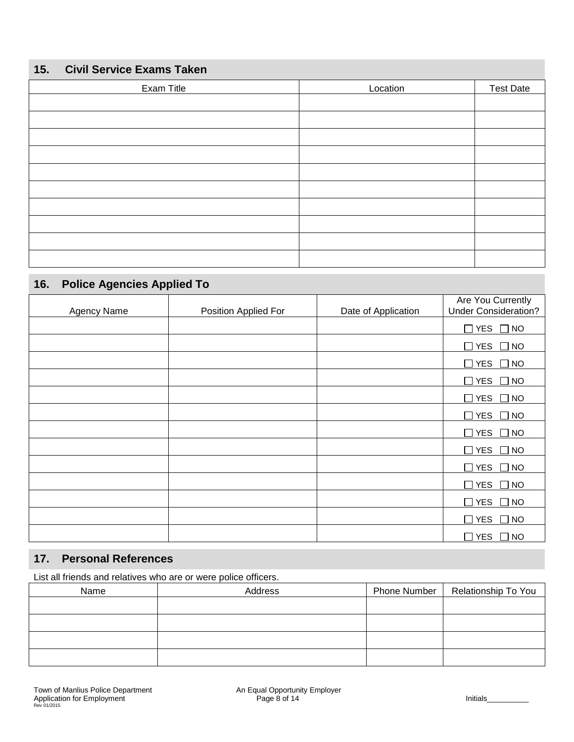## 15. Civil Service Exams Taken

| Exam Title | Location | Test Date |
|---|---|---|
| | | |
| | | |
| | | |
| | | |
| | | |
| | | |
| | | |
| | | |
| | | |
| | | |

## 16. Police Agencies Applied To

| Agency Name | Position Applied For | Date of Application | Are You Currently Under Consideration? |
|---|---|---|---|
| | | | ☐ YES ☐ NO |
| | | | ☐ YES ☐ NO |
| | | | ☐ YES ☐ NO |
| | | | ☐ YES ☐ NO |
| | | | ☐ YES ☐ NO |
| | | | ☐ YES ☐ NO |
| | | | ☐ YES ☐ NO |
| | | | ☐ YES ☐ NO |
| | | | ☐ YES ☐ NO |
| | | | ☐ YES ☐ NO |
| | | | ☐ YES ☐ NO |
| | | | ☐ YES ☐ NO |
| | | | ☐ YES ☐ NO |

## 17. Personal References

List all friends and relatives who are or were police officers.

| Name | Address | Phone Number | Relationship To You |
|---|---|---|---|
| | | | |
| | | | |
| | | | |
| | | | |

Initials__________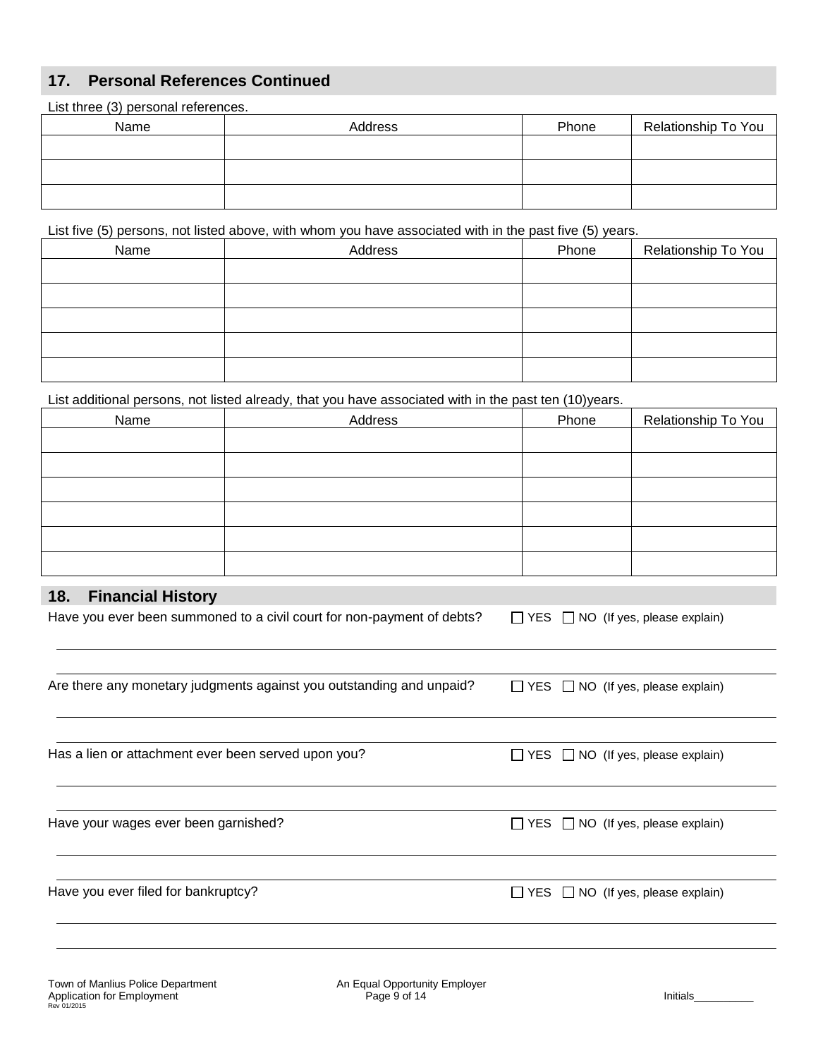## 17. Personal References Continued

List three (3) personal references.

| Name | Address | Phone | Relationship To You |
|---|---|---|---|
| | | | |
| | | | |
| | | | |

List five (5) persons, not listed above, with whom you have associated with in the past five (5) years.

| Name | Address | Phone | Relationship To You |
|---|---|---|---|
| | | | |
| | | | |
| | | | |
| | | | |
| | | | |

List additional persons, not listed already, that you have associated with in the past ten (10)years.

| Name | Address | Phone | Relationship To You |
|---|---|---|---|
| | | | |
| | | | |
| | | | |
| | | | |
| | | | |
| | | | |

## 18. Financial History

Have you ever been summoned to a civil court for non-payment of debts? ☐ YES ☐ NO (If yes, please explain)

\_\_\_\_\_\_\_\_\_\_\_\_\_\_\_\_\_\_\_\_\_\_\_\_\_\_\_\_\_\_\_\_\_\_\_\_\_\_\_\_

\_\_\_\_\_\_\_\_\_\_\_\_\_\_\_\_\_\_\_\_\_\_\_\_\_\_\_\_\_\_\_\_\_\_\_\_\_\_\_\_

Are there any monetary judgments against you outstanding and unpaid? ☐ YES ☐ NO (If yes, please explain)

\_\_\_\_\_\_\_\_\_\_\_\_\_\_\_\_\_\_\_\_\_\_\_\_\_\_\_\_\_\_\_\_\_\_\_\_\_\_\_\_

\_\_\_\_\_\_\_\_\_\_\_\_\_\_\_\_\_\_\_\_\_\_\_\_\_\_\_\_\_\_\_\_\_\_\_\_\_\_\_\_

Has a lien or attachment ever been served upon you? ☐ YES ☐ NO (If yes, please explain)

\_\_\_\_\_\_\_\_\_\_\_\_\_\_\_\_\_\_\_\_\_\_\_\_\_\_\_\_\_\_\_\_\_\_\_\_\_\_\_\_

\_\_\_\_\_\_\_\_\_\_\_\_\_\_\_\_\_\_\_\_\_\_\_\_\_\_\_\_\_\_\_\_\_\_\_\_\_\_\_\_

Have your wages ever been garnished? ☐ YES ☐ NO (If yes, please explain)

\_\_\_\_\_\_\_\_\_\_\_\_\_\_\_\_\_\_\_\_\_\_\_\_\_\_\_\_\_\_\_\_\_\_\_\_\_\_\_\_

\_\_\_\_\_\_\_\_\_\_\_\_\_\_\_\_\_\_\_\_\_\_\_\_\_\_\_\_\_\_\_\_\_\_\_\_\_\_\_\_

Have you ever filed for bankruptcy? ☐ YES ☐ NO (If yes, please explain)

\_\_\_\_\_\_\_\_\_\_\_\_\_\_\_\_\_\_\_\_\_\_\_\_\_\_\_\_\_\_\_\_\_\_\_\_\_\_\_\_

\_\_\_\_\_\_\_\_\_\_\_\_\_\_\_\_\_\_\_\_\_\_\_\_\_\_\_\_\_\_\_\_\_\_\_\_\_\_\_\_

Initials\_\_\_\_\_\_\_\_\_\_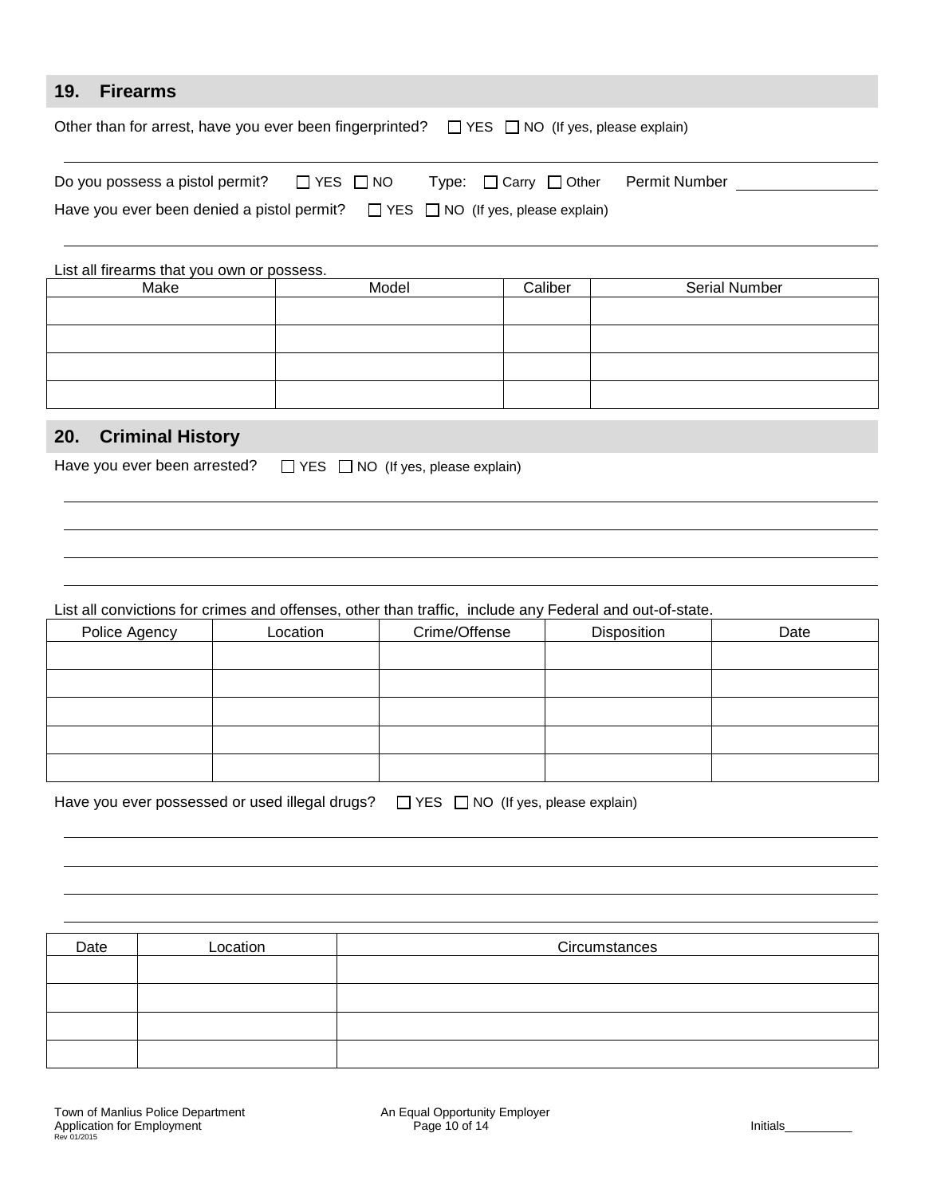## 19. Firearms

Other than for arrest, have you ever been fingerprinted? ☐ YES ☐ NO (If yes, please explain)

______________________________________________________________________

Do you possess a pistol permit? ☐ YES ☐ NO Type: ☐ Carry ☐ Other Permit Number ________________

Have you ever been denied a pistol permit? ☐ YES ☐ NO (If yes, please explain)

______________________________________________________________________

List all firearms that you own or possess.

| Make | Model | Caliber | Serial Number |
|---|---|---|---|
| | | | |
| | | | |
| | | | |
| | | | |

## 20. Criminal History

Have you ever been arrested? ☐ YES ☐ NO (If yes, please explain)

______________________________________________________________________

______________________________________________________________________

______________________________________________________________________

______________________________________________________________________

List all convictions for crimes and offenses, other than traffic, include any Federal and out-of-state.

| Police Agency | Location | Crime/Offense | Disposition | Date |
|---|---|---|---|---|
| | | | | |
| | | | | |
| | | | | |
| | | | | |
| | | | | |

Have you ever possessed or used illegal drugs? ☐ YES ☐ NO (If yes, please explain)

______________________________________________________________________

______________________________________________________________________

______________________________________________________________________

______________________________________________________________________

| Date | Location | Circumstances |
|---|---|---|
| | | |
| | | |
| | | |
| | | |

Town of Manlius Police Department
Application for Employment
Rev 01/2015

An Equal Opportunity Employer

Initials__________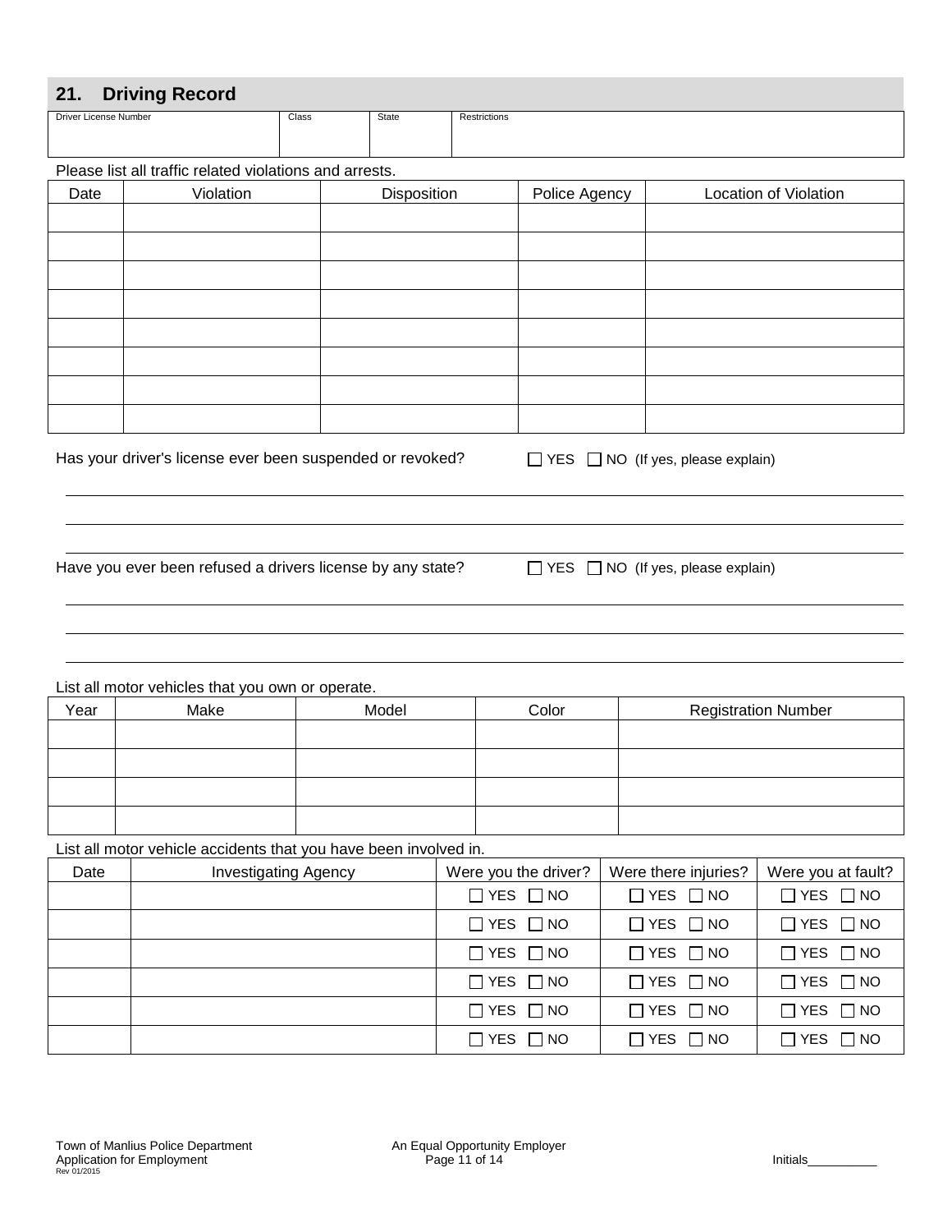## 21. Driving Record

| Driver License Number | Class | State | Restrictions |
|---|---|---|---|
| | | | |

Please list all traffic related violations and arrests.

| Date | Violation | Disposition | Police Agency | Location of Violation |
|---|---|---|---|---|
| | | | | |
| | | | | |
| | | | | |
| | | | | |
| | | | | |
| | | | | |
| | | | | |
| | | | | |

Has your driver's license ever been suspended or revoked? ☐ YES ☐ NO (If yes, please explain)

______________________________________________________________________

______________________________________________________________________

______________________________________________________________________

Have you ever been refused a drivers license by any state? ☐ YES ☐ NO (If yes, please explain)

______________________________________________________________________

______________________________________________________________________

______________________________________________________________________

List all motor vehicles that you own or operate.

| Year | Make | Model | Color | Registration Number |
|---|---|---|---|---|
| | | | | |
| | | | | |
| | | | | |
| | | | | |

List all motor vehicle accidents that you have been involved in.

| Date | Investigating Agency | Were you the driver? | Were there injuries? | Were you at fault? |
|---|---|---|---|---|
| | | ☐ YES ☐ NO | ☐ YES ☐ NO | ☐ YES ☐ NO |
| | | ☐ YES ☐ NO | ☐ YES ☐ NO | ☐ YES ☐ NO |
| | | ☐ YES ☐ NO | ☐ YES ☐ NO | ☐ YES ☐ NO |
| | | ☐ YES ☐ NO | ☐ YES ☐ NO | ☐ YES ☐ NO |
| | | ☐ YES ☐ NO | ☐ YES ☐ NO | ☐ YES ☐ NO |
| | | ☐ YES ☐ NO | ☐ YES ☐ NO | ☐ YES ☐ NO |

Initials__________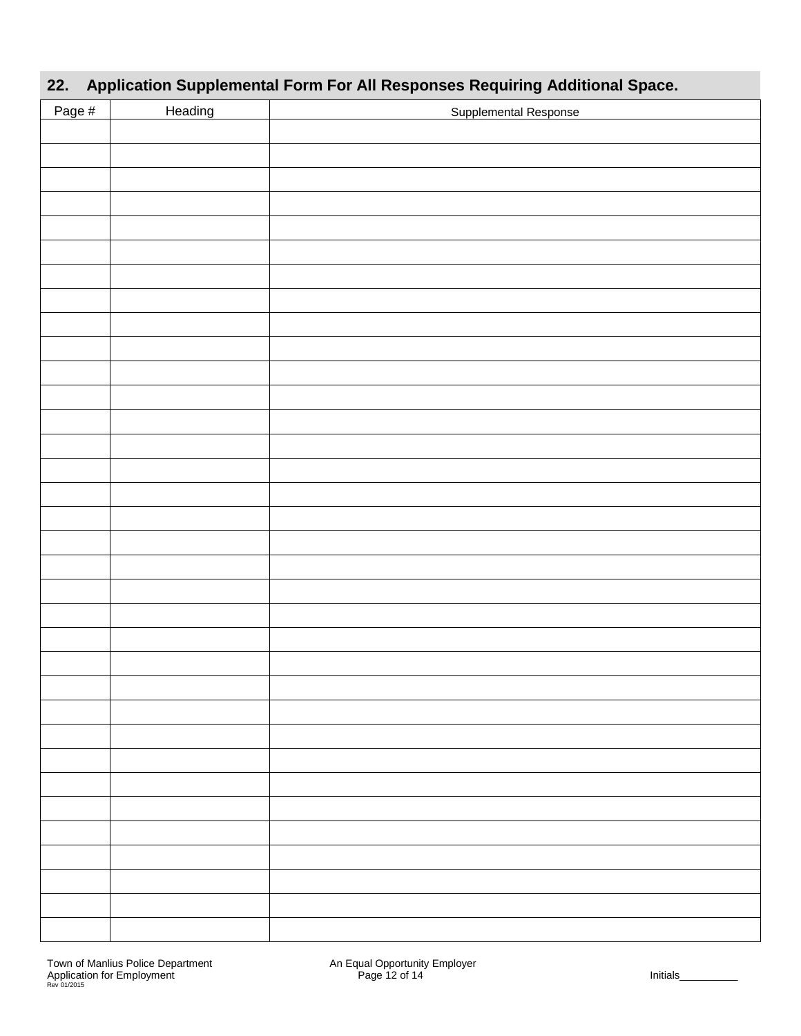## 22. Application Supplemental Form For All Responses Requiring Additional Space.

| Page # | Heading | Supplemental Response |
|---|---|---|
| | | |
| | | |
| | | |
| | | |
| | | |
| | | |
| | | |
| | | |
| | | |
| | | |
| | | |
| | | |
| | | |
| | | |
| | | |
| | | |
| | | |
| | | |
| | | |
| | | |
| | | |
| | | |
| | | |
| | | |
| | | |
| | | |
| | | |
| | | |
| | | |
| | | |
| | | |
| | | |
| | | |
| | | |

Initials__________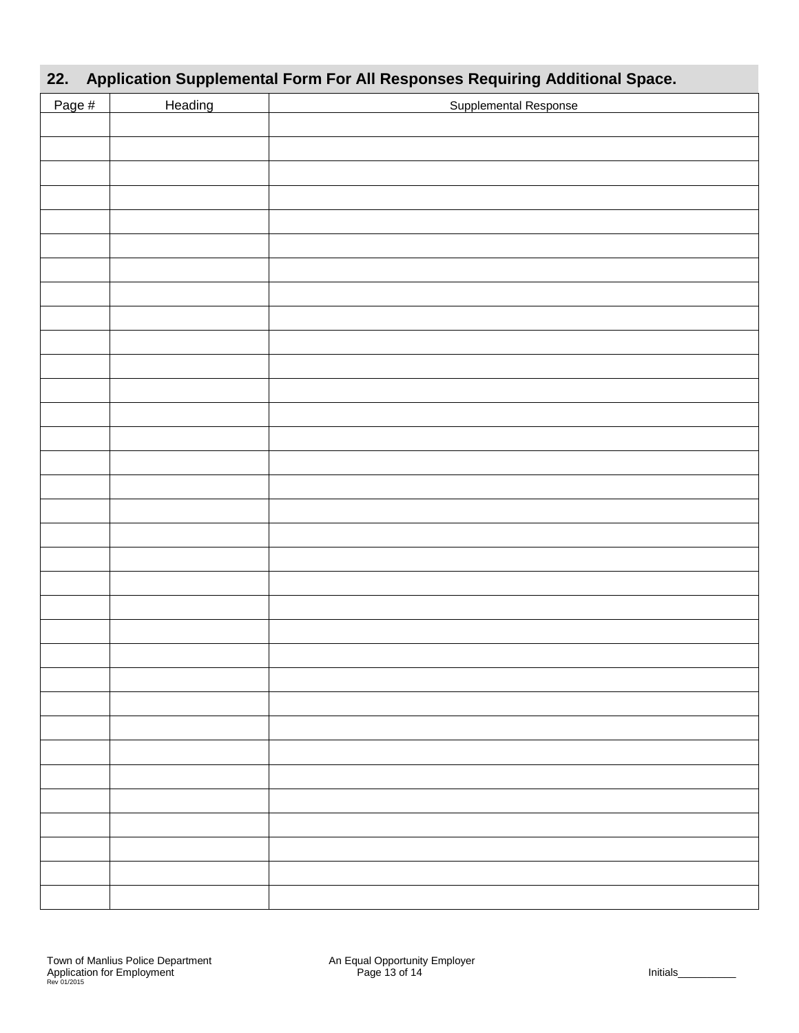## 22. Application Supplemental Form For All Responses Requiring Additional Space.

| Page # | Heading | Supplemental Response |
|---|---|---|
| | | |
| | | |
| | | |
| | | |
| | | |
| | | |
| | | |
| | | |
| | | |
| | | |
| | | |
| | | |
| | | |
| | | |
| | | |
| | | |
| | | |
| | | |
| | | |
| | | |
| | | |
| | | |
| | | |
| | | |
| | | |
| | | |
| | | |
| | | |
| | | |
| | | |
| | | |
| | | |
| | | |
| | | |

Initials__________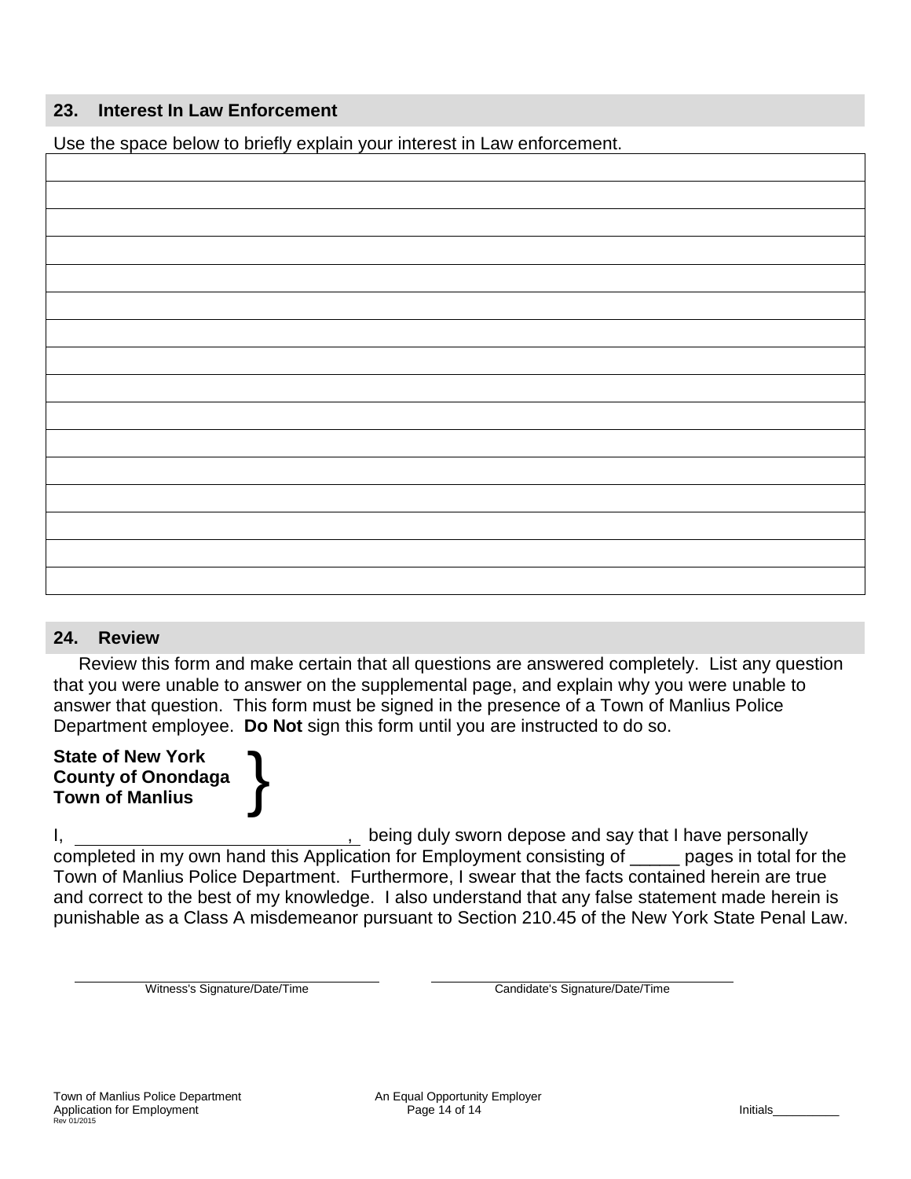## 23. Interest In Law Enforcement

Use the space below to briefly explain your interest in Law enforcement.

| |
|---|
| |
| |
| |
| |
| |
| |
| |
| |
| |
| |
| |
| |
| |
| |
| |

## 24. Review

Review this form and make certain that all questions are answered completely. List any question that you were unable to answer on the supplemental page, and explain why you were unable to answer that question. This form must be signed in the presence of a Town of Manlius Police Department employee. **Do Not** sign this form until you are instructed to do so.

**State of New York**
**County of Onondaga**
**Town of Manlius**

I, ____________________________, being duly sworn depose and say that I have personally completed in my own hand this Application for Employment consisting of _____ pages in total for the Town of Manlius Police Department. Furthermore, I swear that the facts contained herein are true and correct to the best of my knowledge. I also understand that any false statement made herein is punishable as a Class A misdemeanor pursuant to Section 210.45 of the New York State Penal Law.

________________________________
Witness's Signature/Date/Time

________________________________
Candidate's Signature/Date/Time

Initials__________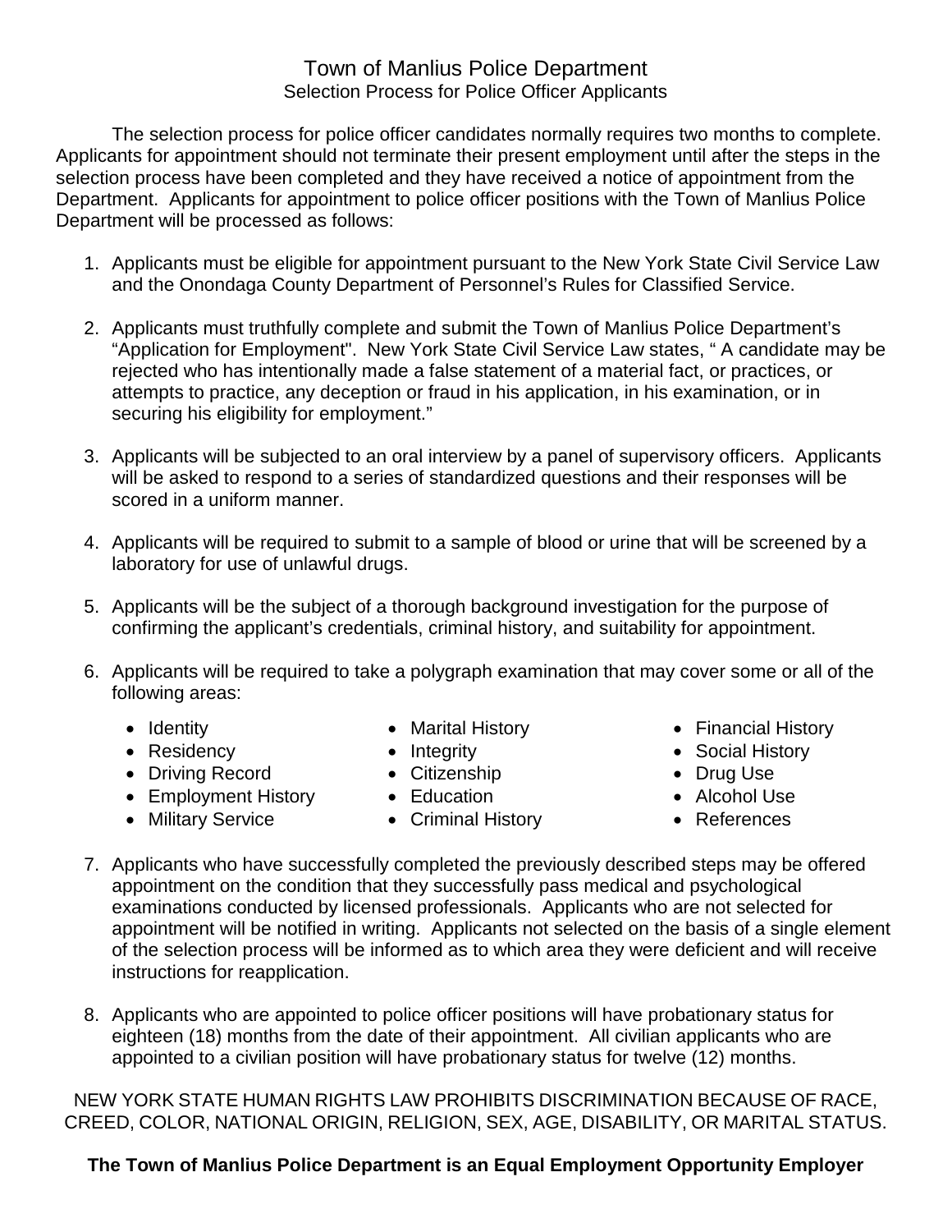# Town of Manlius Police Department

## Selection Process for Police Officer Applicants

The selection process for police officer candidates normally requires two months to complete. Applicants for appointment should not terminate their present employment until after the steps in the selection process have been completed and they have received a notice of appointment from the Department. Applicants for appointment to police officer positions with the Town of Manlius Police Department will be processed as follows:

1. Applicants must be eligible for appointment pursuant to the New York State Civil Service Law and the Onondaga County Department of Personnel's Rules for Classified Service.

2. Applicants must truthfully complete and submit the Town of Manlius Police Department's "Application for Employment". New York State Civil Service Law states, " A candidate may be rejected who has intentionally made a false statement of a material fact, or practices, or attempts to practice, any deception or fraud in his application, in his examination, or in securing his eligibility for employment."

3. Applicants will be subjected to an oral interview by a panel of supervisory officers. Applicants will be asked to respond to a series of standardized questions and their responses will be scored in a uniform manner.

4. Applicants will be required to submit to a sample of blood or urine that will be screened by a laboratory for use of unlawful drugs.

5. Applicants will be the subject of a thorough background investigation for the purpose of confirming the applicant's credentials, criminal history, and suitability for appointment.

6. Applicants will be required to take a polygraph examination that may cover some or all of the following areas:
   - Identity
   - Residency
   - Driving Record
   - Employment History
   - Military Service
   - Marital History
   - Integrity
   - Citizenship
   - Education
   - Criminal History
   - Financial History
   - Social History
   - Drug Use
   - Alcohol Use
   - References

7. Applicants who have successfully completed the previously described steps may be offered appointment on the condition that they successfully pass medical and psychological examinations conducted by licensed professionals. Applicants who are not selected for appointment will be notified in writing. Applicants not selected on the basis of a single element of the selection process will be informed as to which area they were deficient and will receive instructions for reapplication.

8. Applicants who are appointed to police officer positions will have probationary status for eighteen (18) months from the date of their appointment. All civilian applicants who are appointed to a civilian position will have probationary status for twelve (12) months.

NEW YORK STATE HUMAN RIGHTS LAW PROHIBITS DISCRIMINATION BECAUSE OF RACE, CREED, COLOR, NATIONAL ORIGIN, RELIGION, SEX, AGE, DISABILITY, OR MARITAL STATUS.

**The Town of Manlius Police Department is an Equal Employment Opportunity Employer**